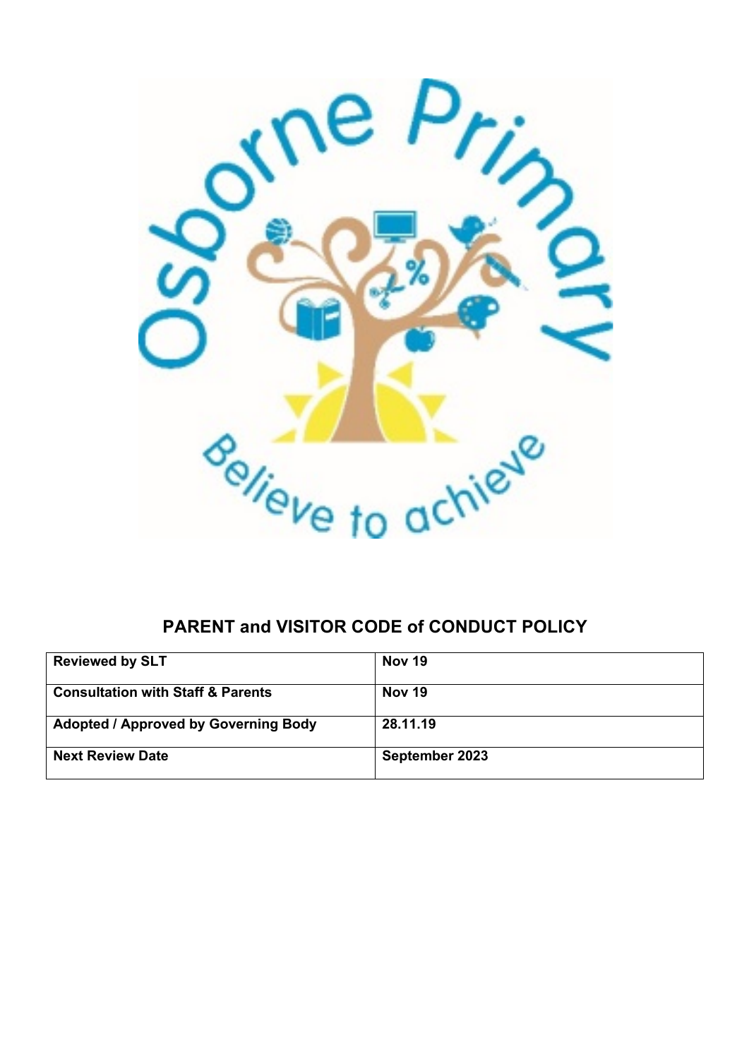# PARENT and VISITOR CODE of CONDUCT POLICY

| | |
|---|---|
| **Reviewed by SLT** | **Nov 19** |
| **Consultation with Staff & Parents** | **Nov 19** |
| **Adopted / Approved by Governing Body** | **28.11.19** |
| **Next Review Date** | **September 2023** |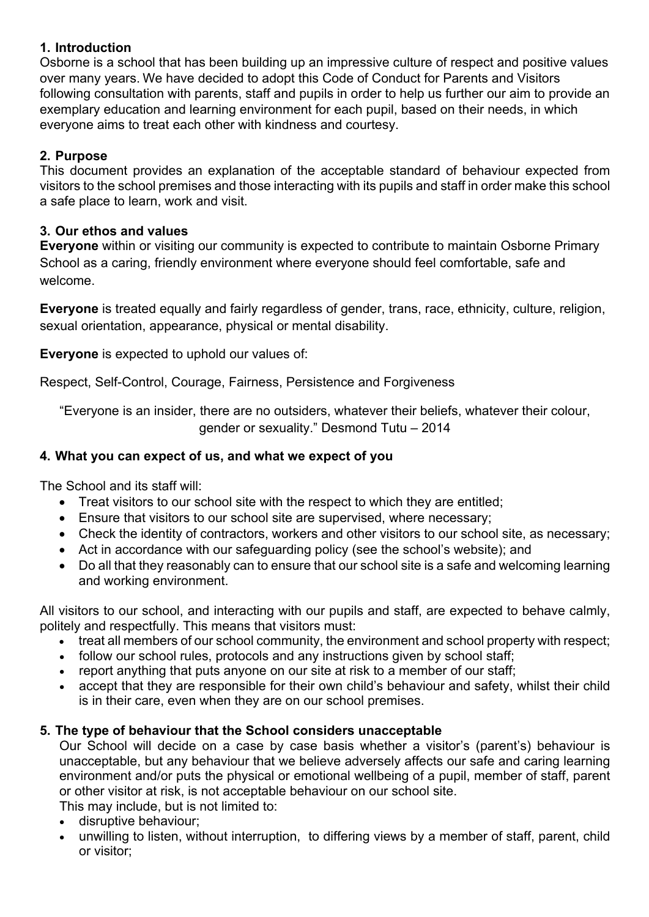## 1. Introduction

Osborne is a school that has been building up an impressive culture of respect and positive values over many years. We have decided to adopt this Code of Conduct for Parents and Visitors following consultation with parents, staff and pupils in order to help us further our aim to provide an exemplary education and learning environment for each pupil, based on their needs, in which everyone aims to treat each other with kindness and courtesy.

## 2. Purpose

This document provides an explanation of the acceptable standard of behaviour expected from visitors to the school premises and those interacting with its pupils and staff in order make this school a safe place to learn, work and visit.

## 3. Our ethos and values

**Everyone** within or visiting our community is expected to contribute to maintain Osborne Primary School as a caring, friendly environment where everyone should feel comfortable, safe and welcome.

**Everyone** is treated equally and fairly regardless of gender, trans, race, ethnicity, culture, religion, sexual orientation, appearance, physical or mental disability.

**Everyone** is expected to uphold our values of:

Respect, Self-Control, Courage, Fairness, Persistence and Forgiveness

"Everyone is an insider, there are no outsiders, whatever their beliefs, whatever their colour, gender or sexuality." Desmond Tutu – 2014

## 4. What you can expect of us, and what we expect of you

The School and its staff will:

- Treat visitors to our school site with the respect to which they are entitled;
- Ensure that visitors to our school site are supervised, where necessary;
- Check the identity of contractors, workers and other visitors to our school site, as necessary;
- Act in accordance with our safeguarding policy (see the school's website); and
- Do all that they reasonably can to ensure that our school site is a safe and welcoming learning and working environment.

All visitors to our school, and interacting with our pupils and staff, are expected to behave calmly, politely and respectfully. This means that visitors must:

- treat all members of our school community, the environment and school property with respect;
- follow our school rules, protocols and any instructions given by school staff;
- report anything that puts anyone on our site at risk to a member of our staff;
- accept that they are responsible for their own child's behaviour and safety, whilst their child is in their care, even when they are on our school premises.

## 5. The type of behaviour that the School considers unacceptable

Our School will decide on a case by case basis whether a visitor's (parent's) behaviour is unacceptable, but any behaviour that we believe adversely affects our safe and caring learning environment and/or puts the physical or emotional wellbeing of a pupil, member of staff, parent or other visitor at risk, is not acceptable behaviour on our school site.

This may include, but is not limited to:

- disruptive behaviour;
- unwilling to listen, without interruption, to differing views by a member of staff, parent, child or visitor;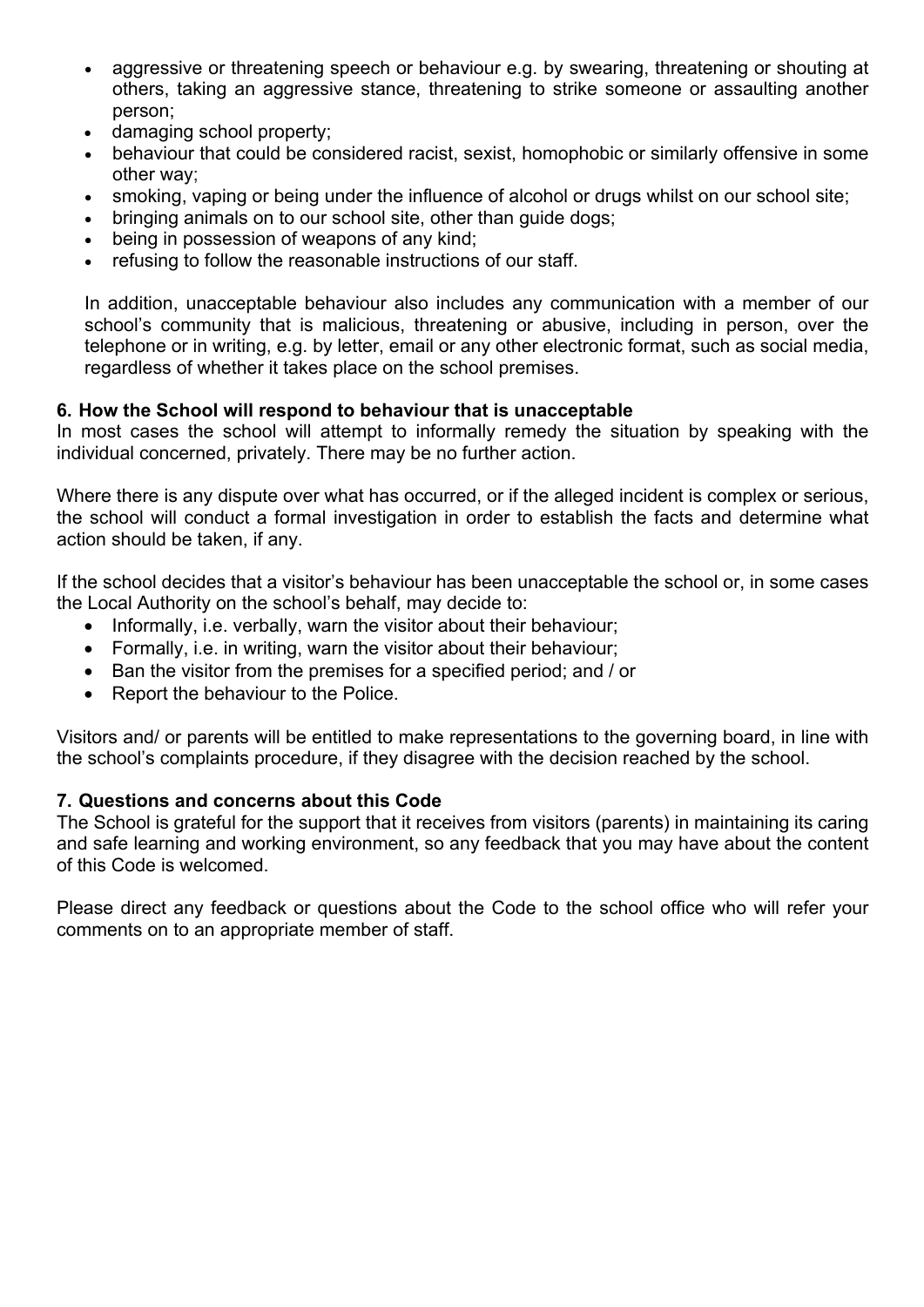- aggressive or threatening speech or behaviour e.g. by swearing, threatening or shouting at others, taking an aggressive stance, threatening to strike someone or assaulting another person;
- damaging school property;
- behaviour that could be considered racist, sexist, homophobic or similarly offensive in some other way;
- smoking, vaping or being under the influence of alcohol or drugs whilst on our school site;
- bringing animals on to our school site, other than guide dogs;
- being in possession of weapons of any kind;
- refusing to follow the reasonable instructions of our staff.

In addition, unacceptable behaviour also includes any communication with a member of our school's community that is malicious, threatening or abusive, including in person, over the telephone or in writing, e.g. by letter, email or any other electronic format, such as social media, regardless of whether it takes place on the school premises.

**6. How the School will respond to behaviour that is unacceptable**

In most cases the school will attempt to informally remedy the situation by speaking with the individual concerned, privately. There may be no further action.

Where there is any dispute over what has occurred, or if the alleged incident is complex or serious, the school will conduct a formal investigation in order to establish the facts and determine what action should be taken, if any.

If the school decides that a visitor's behaviour has been unacceptable the school or, in some cases the Local Authority on the school's behalf, may decide to:

- Informally, i.e. verbally, warn the visitor about their behaviour;
- Formally, i.e. in writing, warn the visitor about their behaviour;
- Ban the visitor from the premises for a specified period; and / or
- Report the behaviour to the Police.

Visitors and/ or parents will be entitled to make representations to the governing board, in line with the school's complaints procedure, if they disagree with the decision reached by the school.

**7. Questions and concerns about this Code**

The School is grateful for the support that it receives from visitors (parents) in maintaining its caring and safe learning and working environment, so any feedback that you may have about the content of this Code is welcomed.

Please direct any feedback or questions about the Code to the school office who will refer your comments on to an appropriate member of staff.